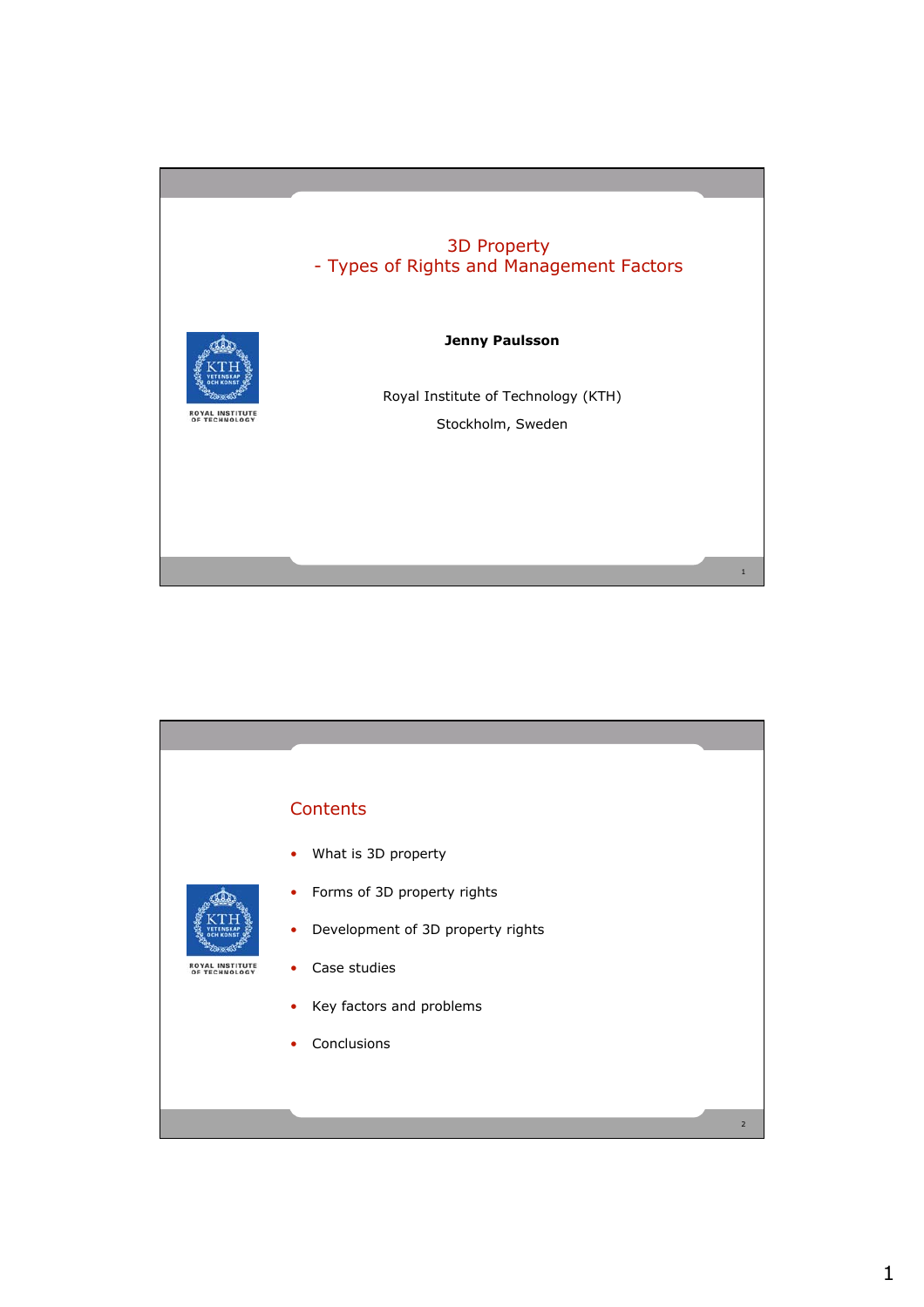# 3D Property
## - Types of Rights and Management Factors

**Jenny Paulsson**

Royal Institute of Technology (KTH)

Stockholm, Sweden

---

## Contents

- What is 3D property
- Forms of 3D property rights
- Development of 3D property rights
- Case studies
- Key factors and problems
- Conclusions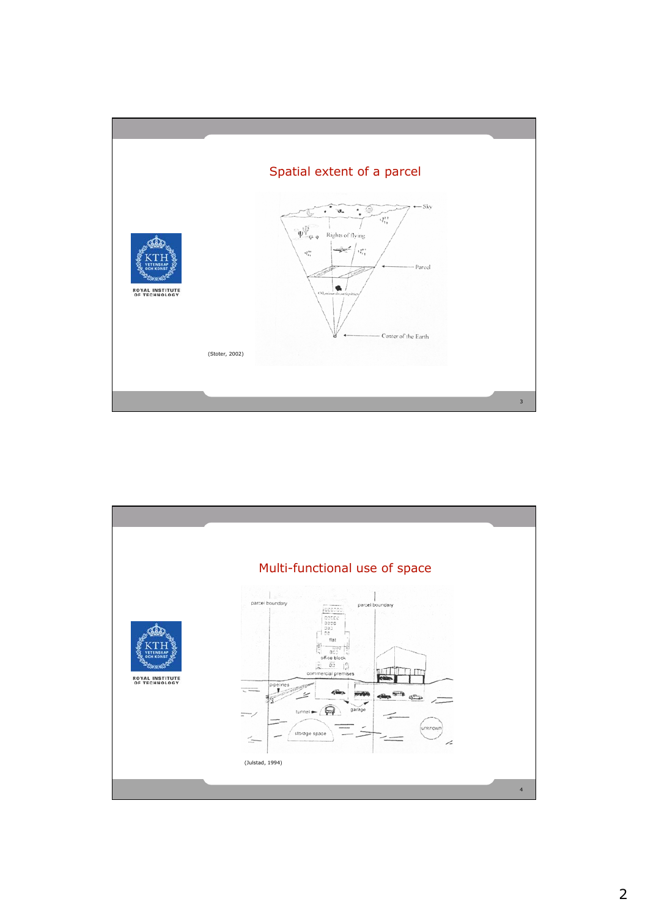## Spatial extent of a parcel

(Stoter, 2002)

## Multi-functional use of space

(Julstad, 1994)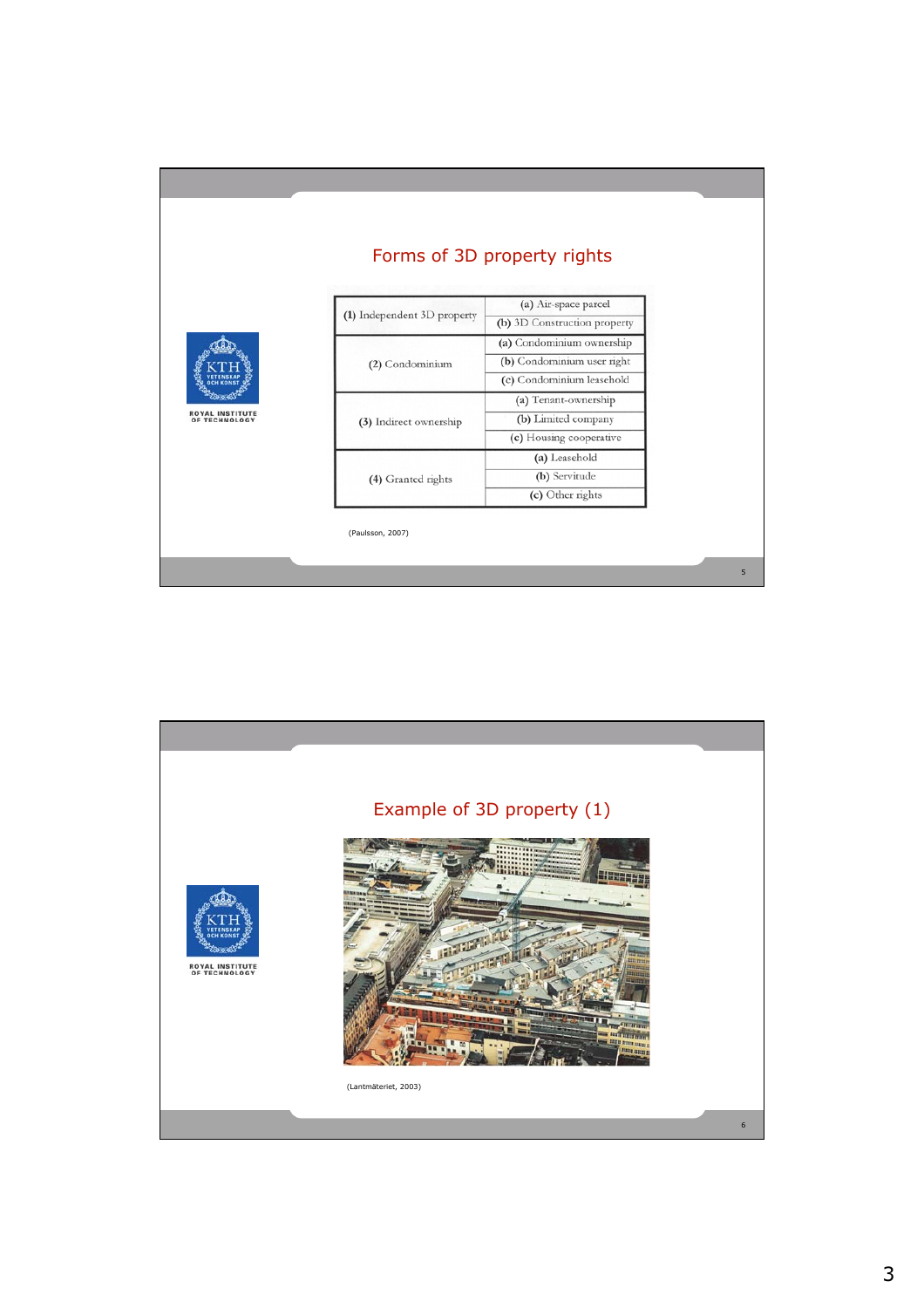## Forms of 3D property rights

| | |
|---|---|
| (1) Independent 3D property | (a) Air-space parcel |
| | (b) 3D Construction property |
| (2) Condominium | (a) Condominium ownership |
| | (b) Condominium user right |
| | (c) Condominium leasehold |
| (3) Indirect ownership | (a) Tenant-ownership |
| | (b) Limited company |
| | (c) Housing cooperative |
| (4) Granted rights | (a) Leasehold |
| | (b) Servitude |
| | (c) Other rights |

(Paulsson, 2007)

## Example of 3D property (1)

(Lantmäteriet, 2003)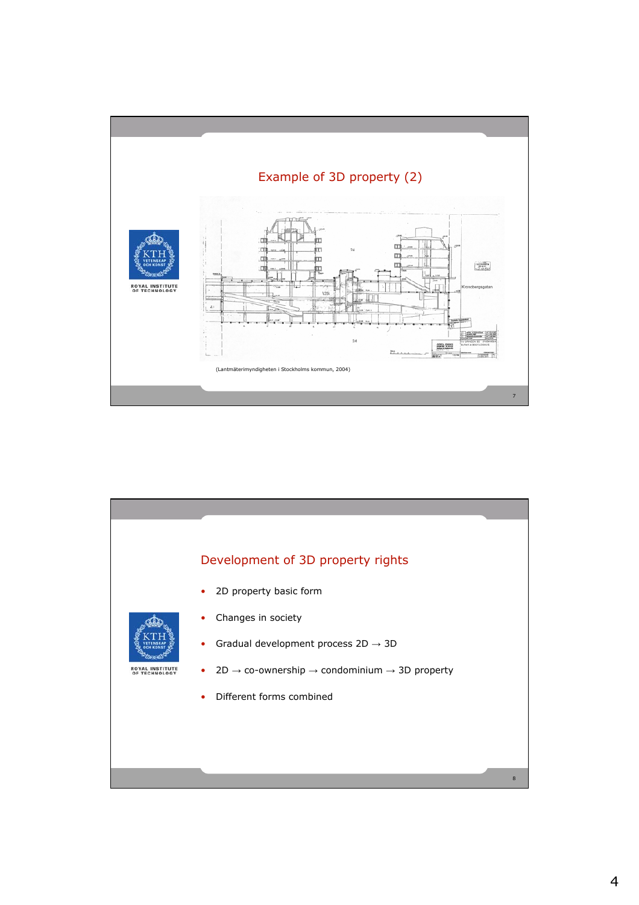## Example of 3D property (2)

(Lantmäterimyndigheten i Stockholms kommun, 2004)

## Development of 3D property rights

- 2D property basic form
- Changes in society
- Gradual development process 2D → 3D
- 2D → co-ownership → condominium → 3D property
- Different forms combined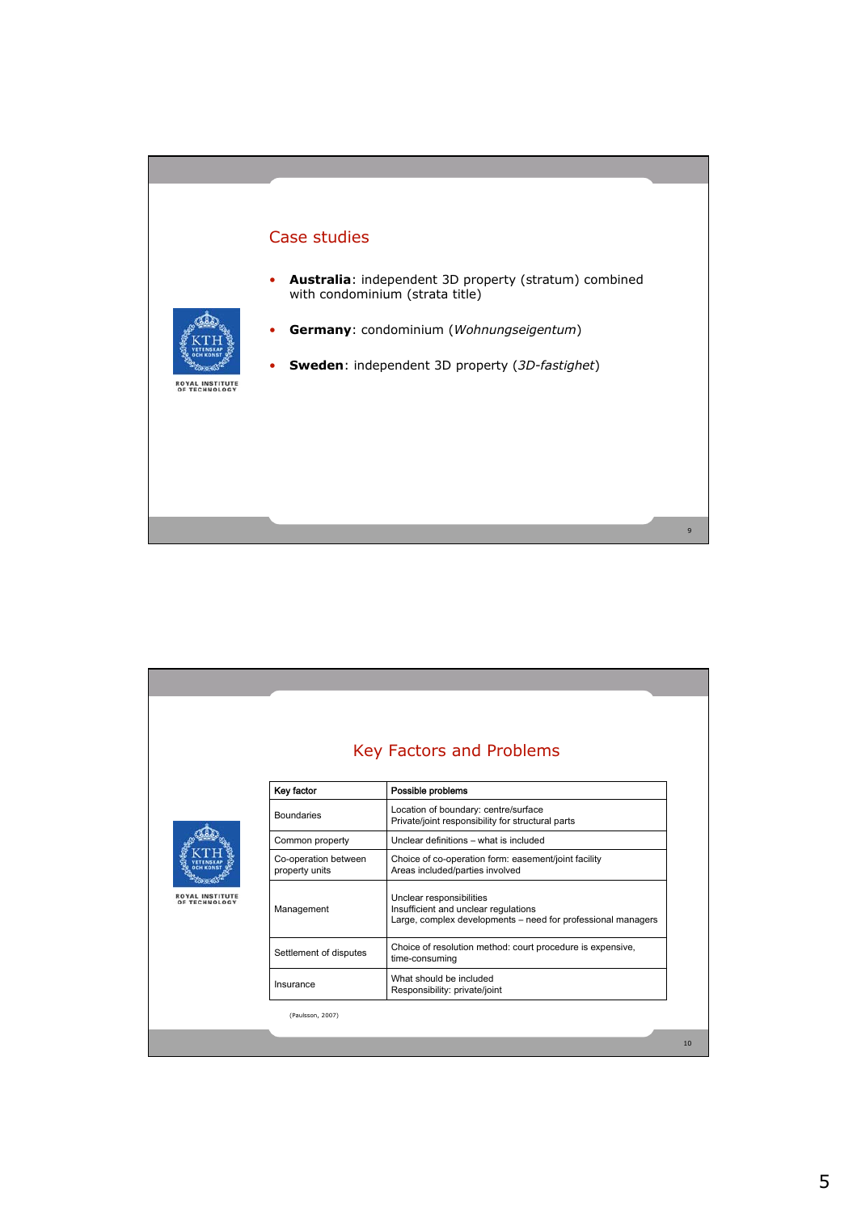## Case studies

- **Australia**: independent 3D property (stratum) combined with condominium (strata title)
- **Germany**: condominium (*Wohnungseigentum*)
- **Sweden**: independent 3D property (*3D-fastighet*)

## Key Factors and Problems

| Key factor | Possible problems |
|---|---|
| Boundaries | Location of boundary: centre/surface<br>Private/joint responsibility for structural parts |
| Common property | Unclear definitions – what is included |
| Co-operation between property units | Choice of co-operation form: easement/joint facility<br>Areas included/parties involved |
| Management | Unclear responsibilities<br>Insufficient and unclear regulations<br>Large, complex developments – need for professional managers |
| Settlement of disputes | Choice of resolution method: court procedure is expensive, time-consuming |
| Insurance | What should be included<br>Responsibility: private/joint |

(Paulsson, 2007)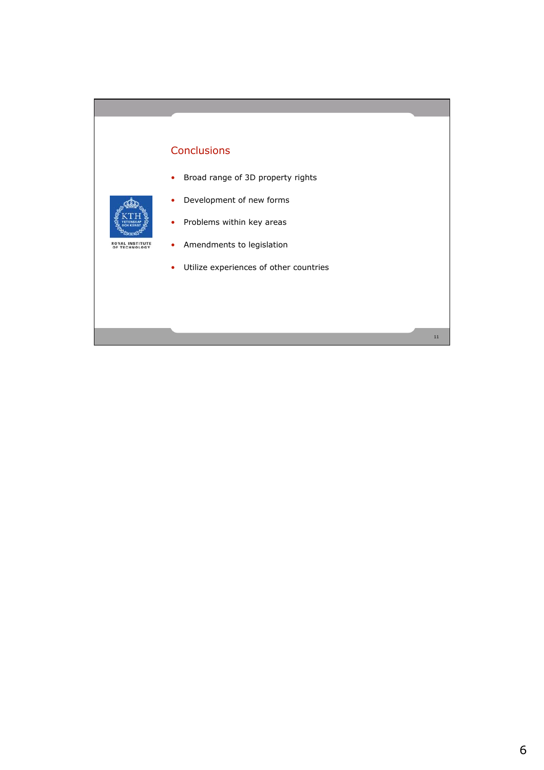## Conclusions

- Broad range of 3D property rights
- Development of new forms
- Problems within key areas
- Amendments to legislation
- Utilize experiences of other countries